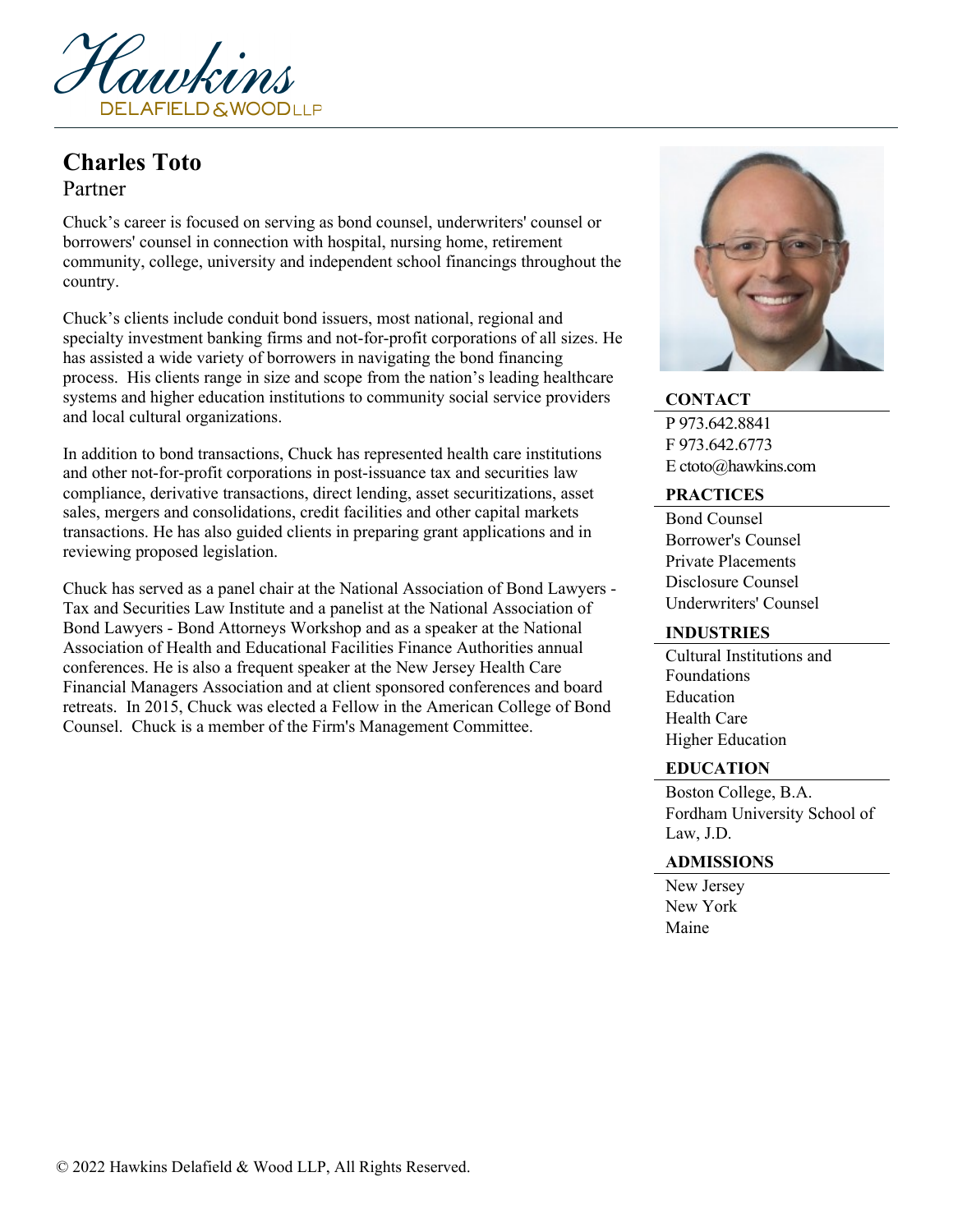# Charles Toto

Partner

Chuck's career is focused on serving as bond counsel, underwriters' counsel or borrowers' counsel in connection with hospital, nursing home, retirement community, college, university and independent school financings throughout the country.

Chuck's clients include conduit bond issuers, most national, regional and specialty investment banking firms and not-for-profit corporations of all sizes. He has assisted a wide variety of borrowers in navigating the bond financing process. His clients range in size and scope from the nation's leading healthcare systems and higher education institutions to community social service providers and local cultural organizations.

In addition to bond transactions, Chuck has represented health care institutions and other not-for-profit corporations in post-issuance tax and securities law compliance, derivative transactions, direct lending, asset securitizations, asset sales, mergers and consolidations, credit facilities and other capital markets transactions. He has also guided clients in preparing grant applications and in reviewing proposed legislation.

Chuck has served as a panel chair at the National Association of Bond Lawyers - Tax and Securities Law Institute and a panelist at the National Association of Bond Lawyers - Bond Attorneys Workshop and as a speaker at the National Association of Health and Educational Facilities Finance Authorities annual conferences. He is also a frequent speaker at the New Jersey Health Care Financial Managers Association and at client sponsored conferences and board retreats. In 2015, Chuck was elected a Fellow in the American College of Bond Counsel. Chuck is a member of the Firm's Management Committee.

## CONTACT

P 973.642.8841
F 973.642.6773
E ctoto@hawkins.com

## PRACTICES

- Bond Counsel
- Borrower's Counsel
- Private Placements
- Disclosure Counsel
- Underwriters' Counsel

## INDUSTRIES

- Cultural Institutions and Foundations
- Education
- Health Care
- Higher Education

## EDUCATION

- Boston College, B.A.
- Fordham University School of Law, J.D.

## ADMISSIONS

- New Jersey
- New York
- Maine

© 2022 Hawkins Delafield & Wood LLP, All Rights Reserved.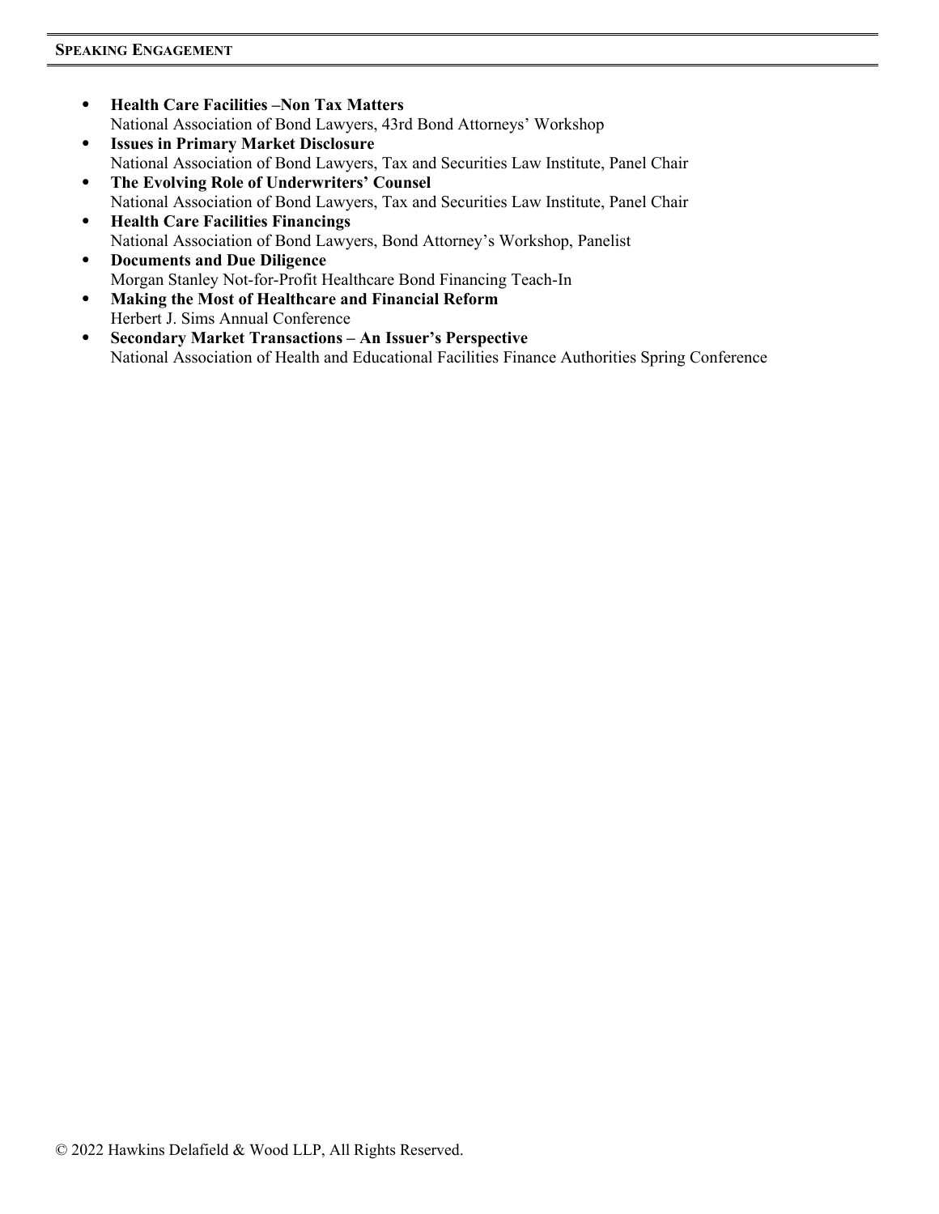## Speaking Engagement

- **Health Care Facilities –Non Tax Matters**
  National Association of Bond Lawyers, 43rd Bond Attorneys' Workshop
- **Issues in Primary Market Disclosure**
  National Association of Bond Lawyers, Tax and Securities Law Institute, Panel Chair
- **The Evolving Role of Underwriters' Counsel**
  National Association of Bond Lawyers, Tax and Securities Law Institute, Panel Chair
- **Health Care Facilities Financings**
  National Association of Bond Lawyers, Bond Attorney's Workshop, Panelist
- **Documents and Due Diligence**
  Morgan Stanley Not-for-Profit Healthcare Bond Financing Teach-In
- **Making the Most of Healthcare and Financial Reform**
  Herbert J. Sims Annual Conference
- **Secondary Market Transactions – An Issuer's Perspective**
  National Association of Health and Educational Facilities Finance Authorities Spring Conference

© 2022 Hawkins Delafield & Wood LLP, All Rights Reserved.